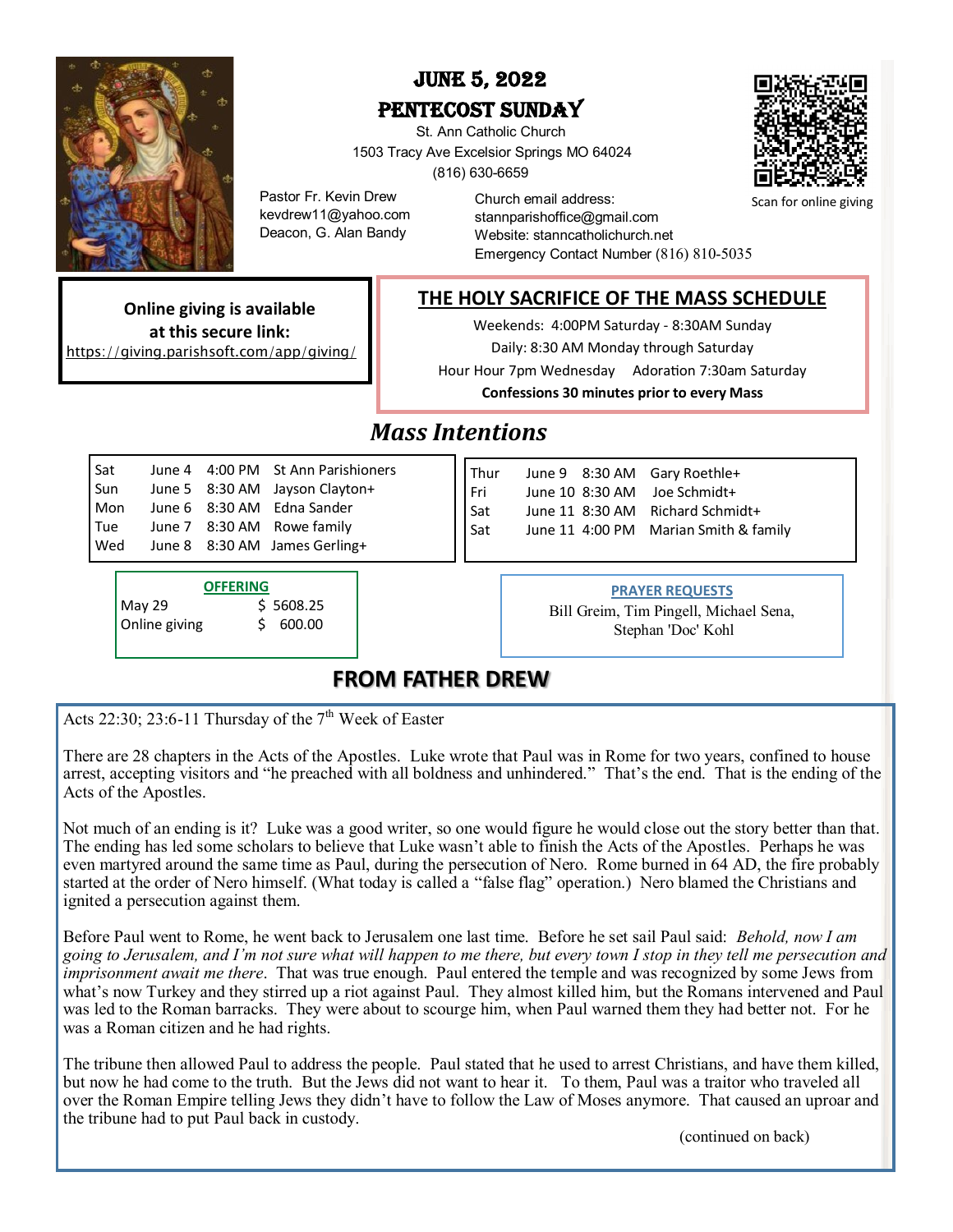# June 5, 2022

## Pentecost Sunday

St. Ann Catholic Church
1503 Tracy Ave Excelsior Springs MO 64024
(816) 630-6659

Pastor Fr. Kevin Drew
kevdrew11@yahoo.com
Deacon, G. Alan Bandy

Church email address:
stannparishoffice@gmail.com
Website: stanncatholichurch.net
Emergency Contact Number (816) 810-5035

Scan for online giving

**Online giving is available at this secure link:**
https://giving.parishsoft.com/app/giving/

## THE HOLY SACRIFICE OF THE MASS SCHEDULE

Weekends: 4:00PM Saturday - 8:30AM Sunday
Daily: 8:30 AM Monday through Saturday
Hour Hour 7pm Wednesday    Adoration 7:30am Saturday
**Confessions 30 minutes prior to every Mass**

## *Mass Intentions*

| Day | Date | Time | Intention |
|---|---|---|---|
| Sat | June 4 | 4:00 PM | St Ann Parishioners |
| Sun | June 5 | 8:30 AM | Jayson Clayton+ |
| Mon | June 6 | 8:30 AM | Edna Sander |
| Tue | June 7 | 8:30 AM | Rowe family |
| Wed | June 8 | 8:30 AM | James Gerling+ |
| Thur | June 9 | 8:30 AM | Gary Roethle+ |
| Fri | June 10 | 8:30 AM | Joe Schmidt+ |
| Sat | June 11 | 8:30 AM | Richard Schmidt+ |
| Sat | June 11 | 4:00 PM | Marian Smith & family |

**OFFERING**

| | |
|---|---|
| May 29 | $ 5608.25 |
| Online giving | $ 600.00 |

**PRAYER REQUESTS**

Bill Greim, Tim Pingell, Michael Sena, Stephan 'Doc' Kohl

## FROM FATHER DREW

Acts 22:30; 23:6-11 Thursday of the 7th Week of Easter

There are 28 chapters in the Acts of the Apostles. Luke wrote that Paul was in Rome for two years, confined to house arrest, accepting visitors and "he preached with all boldness and unhindered." That's the end. That is the ending of the Acts of the Apostles.

Not much of an ending is it? Luke was a good writer, so one would figure he would close out the story better than that. The ending has led some scholars to believe that Luke wasn't able to finish the Acts of the Apostles. Perhaps he was even martyred around the same time as Paul, during the persecution of Nero. Rome burned in 64 AD, the fire probably started at the order of Nero himself. (What today is called a "false flag" operation.) Nero blamed the Christians and ignited a persecution against them.

Before Paul went to Rome, he went back to Jerusalem one last time. Before he set sail Paul said: *Behold, now I am going to Jerusalem, and I'm not sure what will happen to me there, but every town I stop in they tell me persecution and imprisonment await me there*. That was true enough. Paul entered the temple and was recognized by some Jews from what's now Turkey and they stirred up a riot against Paul. They almost killed him, but the Romans intervened and Paul was led to the Roman barracks. They were about to scourge him, when Paul warned them they had better not. For he was a Roman citizen and he had rights.

The tribune then allowed Paul to address the people. Paul stated that he used to arrest Christians, and have them killed, but now he had come to the truth. But the Jews did not want to hear it. To them, Paul was a traitor who traveled all over the Roman Empire telling Jews they didn't have to follow the Law of Moses anymore. That caused an uproar and the tribune had to put Paul back in custody.

(continued on back)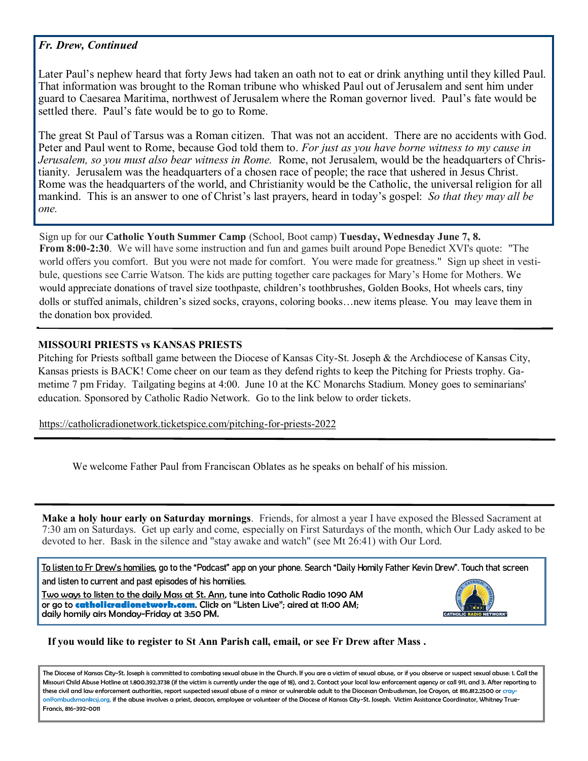***Fr. Drew, Continued***

Later Paul's nephew heard that forty Jews had taken an oath not to eat or drink anything until they killed Paul. That information was brought to the Roman tribune who whisked Paul out of Jerusalem and sent him under guard to Caesarea Maritima, northwest of Jerusalem where the Roman governor lived. Paul's fate would be settled there. Paul's fate would be to go to Rome.

The great St Paul of Tarsus was a Roman citizen. That was not an accident. There are no accidents with God. Peter and Paul went to Rome, because God told them to. *For just as you have borne witness to my cause in Jerusalem, so you must also bear witness in Rome.* Rome, not Jerusalem, would be the headquarters of Christianity. Jerusalem was the headquarters of a chosen race of people; the race that ushered in Jesus Christ. Rome was the headquarters of the world, and Christianity would be the Catholic, the universal religion for all mankind. This is an answer to one of Christ's last prayers, heard in today's gospel: *So that they may all be one.*

Sign up for our **Catholic Youth Summer Camp** (School, Boot camp) **Tuesday, Wednesday June 7, 8. From 8:00-2:30**. We will have some instruction and fun and games built around Pope Benedict XVI's quote: "The world offers you comfort. But you were not made for comfort. You were made for greatness." Sign up sheet in vestibule, questions see Carrie Watson. The kids are putting together care packages for Mary's Home for Mothers. We would appreciate donations of travel size toothpaste, children's toothbrushes, Golden Books, Hot wheels cars, tiny dolls or stuffed animals, children's sized socks, crayons, coloring books…new items please. You may leave them in the donation box provided.

**MISSOURI PRIESTS vs KANSAS PRIESTS**

Pitching for Priests softball game between the Diocese of Kansas City-St. Joseph & the Archdiocese of Kansas City, Kansas priests is BACK! Come cheer on our team as they defend rights to keep the Pitching for Priests trophy. Gametime 7 pm Friday. Tailgating begins at 4:00. June 10 at the KC Monarchs Stadium. Money goes to seminarians' education. Sponsored by Catholic Radio Network. Go to the link below to order tickets.

https://catholicradionetwork.ticketspice.com/pitching-for-priests-2022

We welcome Father Paul from Franciscan Oblates as he speaks on behalf of his mission.

**Make a holy hour early on Saturday mornings**. Friends, for almost a year I have exposed the Blessed Sacrament at 7:30 am on Saturdays. Get up early and come, especially on First Saturdays of the month, which Our Lady asked to be devoted to her. Bask in the silence and "stay awake and watch" (see Mt 26:41) with Our Lord.

To listen to Fr Drew's homilies, go to the "Podcast" app on your phone. Search "Daily Homily Father Kevin Drew". Touch that screen and listen to current and past episodes of his homilies.

**Two ways to listen to the daily Mass at St. Ann, tune into Catholic Radio 1090 AM or go to catholicradionetwork.com. Click on "Listen Live"; aired at 11:00 AM; daily homily airs Monday-Friday at 3:50 PM.**

**If you would like to register to St Ann Parish call, email, or see Fr Drew after Mass .**

The Diocese of Kansas City-St. Joseph is committed to combating sexual abuse in the Church. If you are a victim of sexual abuse, or if you observe or suspect sexual abuse: 1. Call the Missouri Child Abuse Hotline at 1.800.392.3738 (if the victim is currently under the age of 18), and 2. Contact your local law enforcement agency or call 911, and 3. After reporting to these civil and law enforcement authorities, report suspected sexual abuse of a minor or vulnerable adult to the Diocesan Ombudsman, Joe Crayon, at 816.812.2500 or crayon@ombudsmankcsj.org, if the abuse involves a priest, deacon, employee or volunteer of the Diocese of Kansas City-St. Joseph. Victim Assistance Coordinator, Whitney True-Francis, 816-392-0011